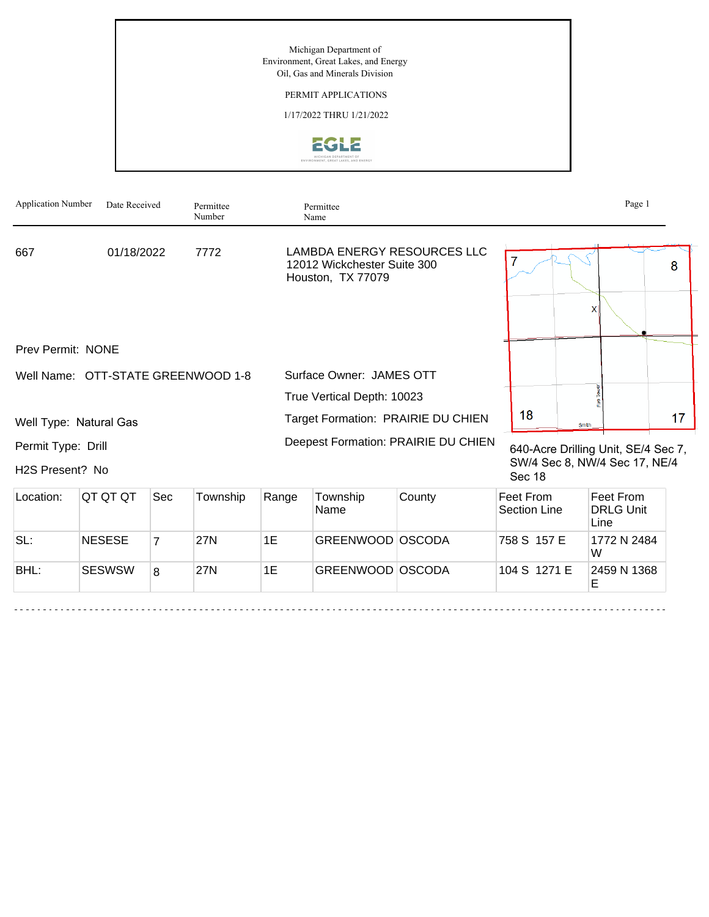Michigan Department of
Environment, Great Lakes, and Energy
Oil, Gas and Minerals Division

PERMIT APPLICATIONS

1/17/2022 THRU 1/21/2022

EGLE

| Application Number | Date Received | Permittee Number | Permittee Name |
|---|---|---|---|
| 667 | 01/18/2022 | 7772 | LAMBDA ENERGY RESOURCES LLC<br>12012 Wickchester Suite 300<br>Houston, TX 77079 |

Prev Permit: NONE

Well Name: OTT-STATE GREENWOOD 1-8

Surface Owner: JAMES OTT

True Vertical Depth: 10023

Well Type: Natural Gas

Target Formation: PRAIRIE DU CHIEN

Permit Type: Drill

Deepest Formation: PRAIRIE DU CHIEN

H2S Present? No

640-Acre Drilling Unit, SE/4 Sec 7, SW/4 Sec 8, NW/4 Sec 17, NE/4 Sec 18

| Location: | QT QT QT | Sec | Township | Range | Township Name | County | Feet From Section Line | Feet From DRLG Unit Line |
|---|---|---|---|---|---|---|---|---|
| SL: | NESESE | 7 | 27N | 1E | GREENWOOD | OSCODA | 758 S 157 E | 1772 N 2484 W |
| BHL: | SESWSW | 8 | 27N | 1E | GREENWOOD | OSCODA | 104 S 1271 E | 2459 N 1368 E |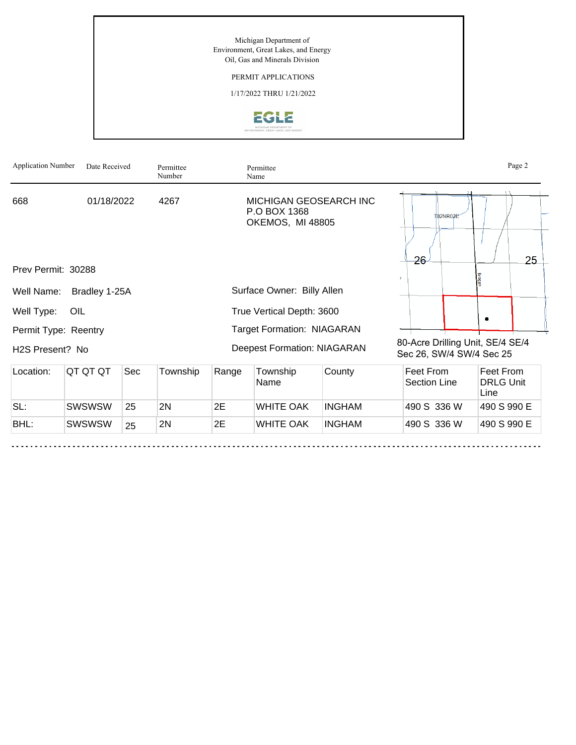Michigan Department of
Environment, Great Lakes, and Energy
Oil, Gas and Minerals Division

PERMIT APPLICATIONS

1/17/2022 THRU 1/21/2022

| Application Number | Date Received | Permittee Number | Permittee Name |
|---|---|---|---|
| 668 | 01/18/2022 | 4267 | MICHIGAN GEOSEARCH INC<br>P.O BOX 1368<br>OKEMOS, MI 48805 |

Prev Permit: 30288

Well Name: Bradley 1-25A

Well Type: OIL

Permit Type: Reentry

H2S Present? No

Surface Owner: Billy Allen

True Vertical Depth: 3600

Target Formation: NIAGARAN

Deepest Formation: NIAGARAN

80-Acre Drilling Unit, SE/4 SE/4 Sec 26, SW/4 SW/4 Sec 25

| Location: | QT QT QT | Sec | Township | Range | Township Name | County | Feet From Section Line | Feet From DRLG Unit Line |
|---|---|---|---|---|---|---|---|---|
| SL: | SWSWSW | 25 | 2N | 2E | WHITE OAK | INGHAM | 490 S 336 W | 490 S 990 E |
| BHL: | SWSWSW | 25 | 2N | 2E | WHITE OAK | INGHAM | 490 S 336 W | 490 S 990 E |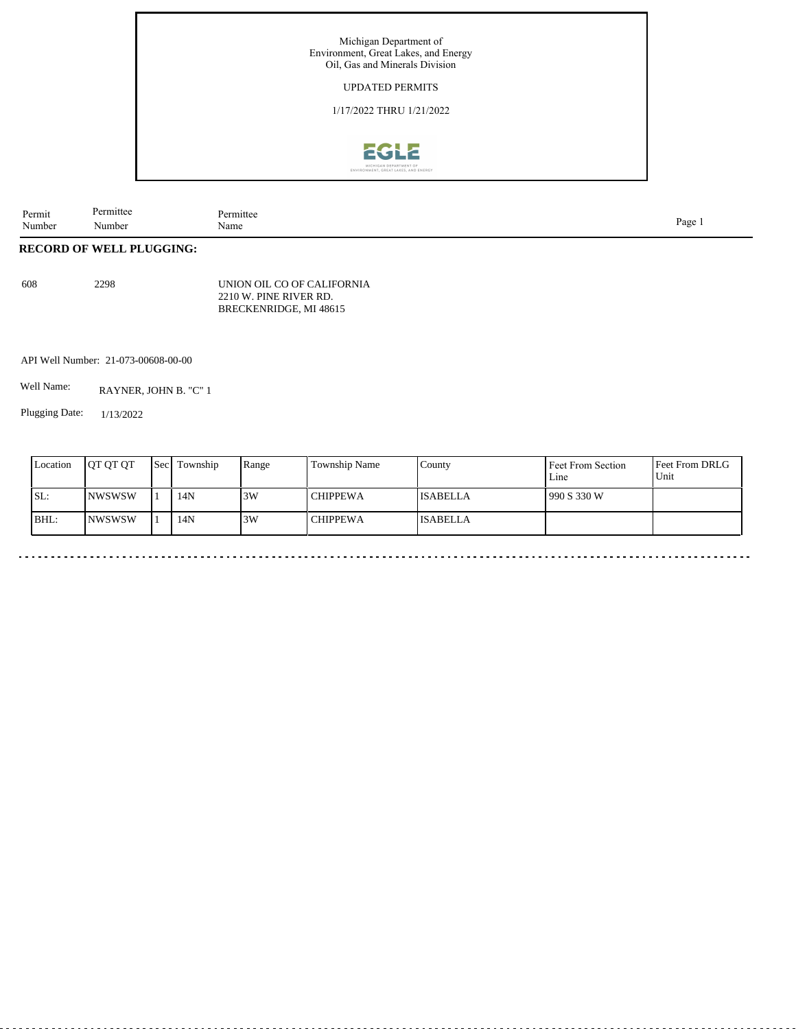Michigan Department of
Environment, Great Lakes, and Energy
Oil, Gas and Minerals Division

UPDATED PERMITS

1/17/2022 THRU 1/21/2022

| Permit Number | Permittee Number | Permittee Name |
|---|---|---|

**RECORD OF WELL PLUGGING:**

608 2298 UNION OIL CO OF CALIFORNIA
2210 W. PINE RIVER RD.
BRECKENRIDGE, MI 48615

API Well Number: 21-073-00608-00-00

Well Name: RAYNER, JOHN B. "C" 1

Plugging Date: 1/13/2022

| Location | QT QT QT | Sec | Township | Range | Township Name | County | Feet From Section Line | Feet From DRLG Unit |
|---|---|---|---|---|---|---|---|---|
| SL: | NWSWSW | 1 | 14N | 3W | CHIPPEWA | ISABELLA | 990 S 330 W | |
| BHL: | NWSWSW | 1 | 14N | 3W | CHIPPEWA | ISABELLA | | |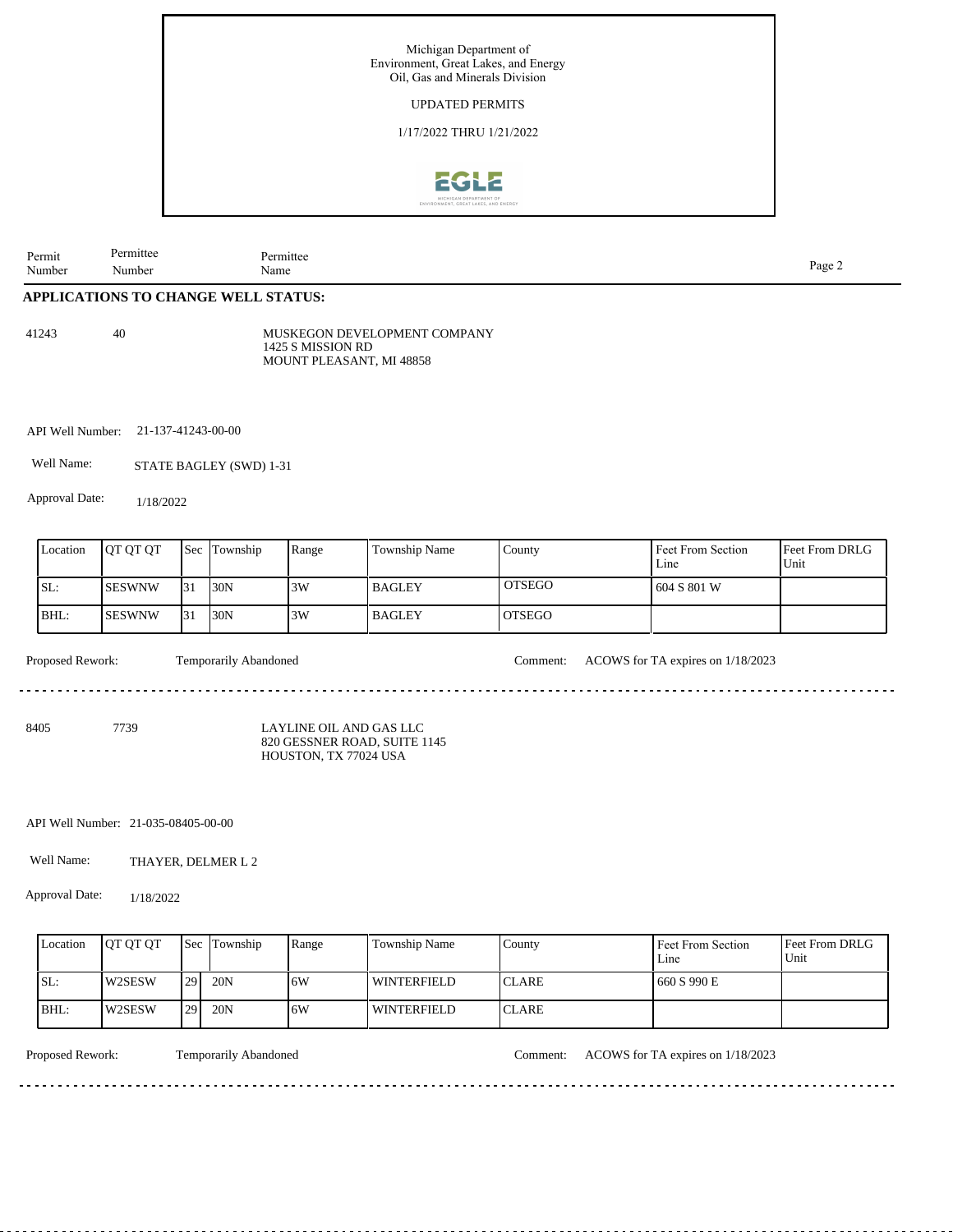Michigan Department of
Environment, Great Lakes, and Energy
Oil, Gas and Minerals Division

UPDATED PERMITS

1/17/2022 THRU 1/21/2022

| Permit Number | Permittee Number | Permittee Name |
|---|---|---|

## APPLICATIONS TO CHANGE WELL STATUS:

41243 40 MUSKEGON DEVELOPMENT COMPANY
1425 S MISSION RD
MOUNT PLEASANT, MI 48858

API Well Number: 21-137-41243-00-00

Well Name: STATE BAGLEY (SWD) 1-31

Approval Date: 1/18/2022

| Location | QT QT QT | Sec | Township | Range | Township Name | County | Feet From Section Line | Feet From DRLG Unit |
|---|---|---|---|---|---|---|---|---|
| SL: | SESWNW | 31 | 30N | 3W | BAGLEY | OTSEGO | 604 S 801 W | |
| BHL: | SESWNW | 31 | 30N | 3W | BAGLEY | OTSEGO | | |

Proposed Rework: Temporarily Abandoned    Comment: ACOWS for TA expires on 1/18/2023

8405 7739 LAYLINE OIL AND GAS LLC
820 GESSNER ROAD, SUITE 1145
HOUSTON, TX 77024 USA

API Well Number: 21-035-08405-00-00

Well Name: THAYER, DELMER L 2

Approval Date: 1/18/2022

| Location | QT QT QT | Sec | Township | Range | Township Name | County | Feet From Section Line | Feet From DRLG Unit |
|---|---|---|---|---|---|---|---|---|
| SL: | W2SESW | 29 | 20N | 6W | WINTERFIELD | CLARE | 660 S 990 E | |
| BHL: | W2SESW | 29 | 20N | 6W | WINTERFIELD | CLARE | | |

Proposed Rework: Temporarily Abandoned    Comment: ACOWS for TA expires on 1/18/2023